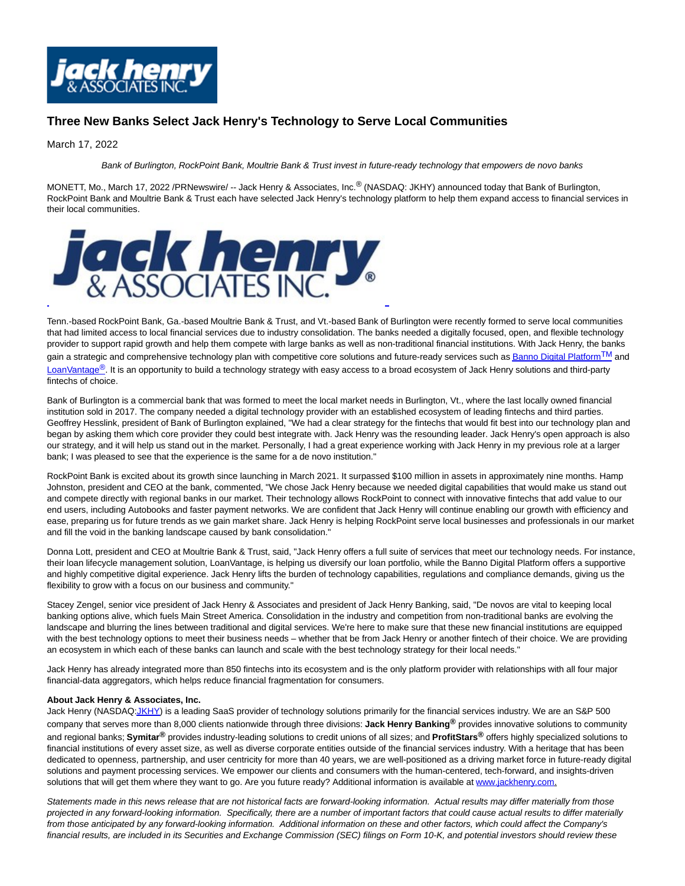# Three New Banks Select Jack Henry's Technology to Serve Local Communities

March 17, 2022

*Bank of Burlington, RockPoint Bank, Moultrie Bank & Trust invest in future-ready technology that empowers de novo banks*

MONETT, Mo., March 17, 2022 /PRNewswire/ -- Jack Henry & Associates, Inc.® (NASDAQ: JKHY) announced today that Bank of Burlington, RockPoint Bank and Moultrie Bank & Trust each have selected Jack Henry's technology platform to help them expand access to financial services in their local communities.

Tenn.-based RockPoint Bank, Ga.-based Moultrie Bank & Trust, and Vt.-based Bank of Burlington were recently formed to serve local communities that had limited access to local financial services due to industry consolidation. The banks needed a digitally focused, open, and flexible technology provider to support rapid growth and help them compete with large banks as well as non-traditional financial institutions. With Jack Henry, the banks gain a strategic and comprehensive technology plan with competitive core solutions and future-ready services such as Banno Digital Platform™ and LoanVantage®. It is an opportunity to build a technology strategy with easy access to a broad ecosystem of Jack Henry solutions and third-party fintechs of choice.

Bank of Burlington is a commercial bank that was formed to meet the local market needs in Burlington, Vt., where the last locally owned financial institution sold in 2017. The company needed a digital technology provider with an established ecosystem of leading fintechs and third parties. Geoffrey Hesslink, president of Bank of Burlington explained, "We had a clear strategy for the fintechs that would fit best into our technology plan and began by asking them which core provider they could best integrate with. Jack Henry was the resounding leader. Jack Henry's open approach is also our strategy, and it will help us stand out in the market. Personally, I had a great experience working with Jack Henry in my previous role at a larger bank; I was pleased to see that the experience is the same for a de novo institution."

RockPoint Bank is excited about its growth since launching in March 2021. It surpassed $100 million in assets in approximately nine months. Hamp Johnston, president and CEO at the bank, commented, "We chose Jack Henry because we needed digital capabilities that would make us stand out and compete directly with regional banks in our market. Their technology allows RockPoint to connect with innovative fintechs that add value to our end users, including Autobooks and faster payment networks. We are confident that Jack Henry will continue enabling our growth with efficiency and ease, preparing us for future trends as we gain market share. Jack Henry is helping RockPoint serve local businesses and professionals in our market and fill the void in the banking landscape caused by bank consolidation."

Donna Lott, president and CEO at Moultrie Bank & Trust, said, "Jack Henry offers a full suite of services that meet our technology needs. For instance, their loan lifecycle management solution, LoanVantage, is helping us diversify our loan portfolio, while the Banno Digital Platform offers a supportive and highly competitive digital experience. Jack Henry lifts the burden of technology capabilities, regulations and compliance demands, giving us the flexibility to grow with a focus on our business and community."

Stacey Zengel, senior vice president of Jack Henry & Associates and president of Jack Henry Banking, said, "De novos are vital to keeping local banking options alive, which fuels Main Street America. Consolidation in the industry and competition from non-traditional banks are evolving the landscape and blurring the lines between traditional and digital services. We're here to make sure that these new financial institutions are equipped with the best technology options to meet their business needs – whether that be from Jack Henry or another fintech of their choice. We are providing an ecosystem in which each of these banks can launch and scale with the best technology strategy for their local needs."

Jack Henry has already integrated more than 850 fintechs into its ecosystem and is the only platform provider with relationships with all four major financial-data aggregators, which helps reduce financial fragmentation for consumers.

**About Jack Henry & Associates, Inc.**
Jack Henry (NASDAQ:JKHY) is a leading SaaS provider of technology solutions primarily for the financial services industry. We are an S&P 500 company that serves more than 8,000 clients nationwide through three divisions: **Jack Henry Banking®** provides innovative solutions to community and regional banks; **Symitar®** provides industry-leading solutions to credit unions of all sizes; and **ProfitStars®** offers highly specialized solutions to financial institutions of every asset size, as well as diverse corporate entities outside of the financial services industry. With a heritage that has been dedicated to openness, partnership, and user centricity for more than 40 years, we are well-positioned as a driving market force in future-ready digital solutions and payment processing services. We empower our clients and consumers with the human-centered, tech-forward, and insights-driven solutions that will get them where they want to go. Are you future ready? Additional information is available at www.jackhenry.com.

*Statements made in this news release that are not historical facts are forward-looking information. Actual results may differ materially from those projected in any forward-looking information. Specifically, there are a number of important factors that could cause actual results to differ materially from those anticipated by any forward-looking information. Additional information on these and other factors, which could affect the Company's financial results, are included in its Securities and Exchange Commission (SEC) filings on Form 10-K, and potential investors should review these*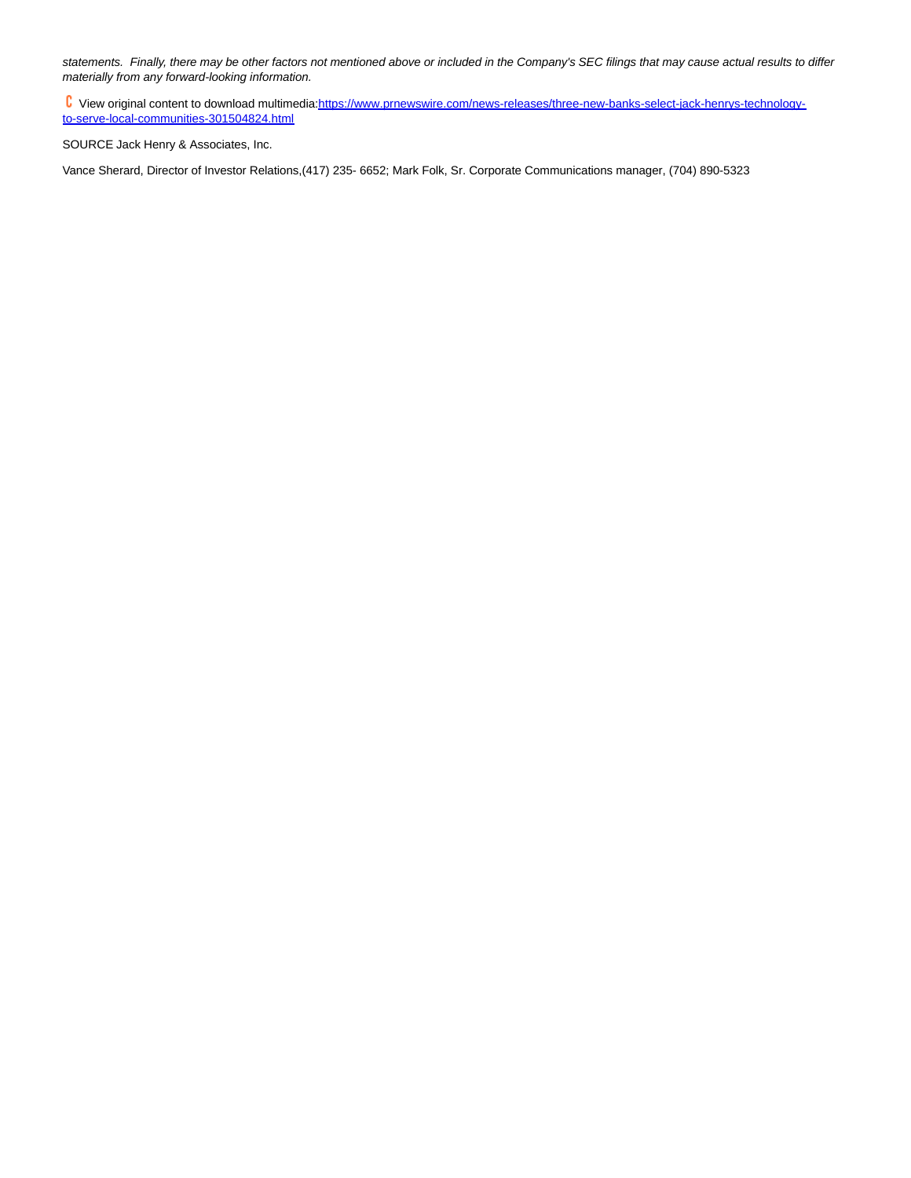*statements. Finally, there may be other factors not mentioned above or included in the Company's SEC filings that may cause actual results to differ materially from any forward-looking information.*

View original content to download multimedia:[https://www.prnewswire.com/news-releases/three-new-banks-select-jack-henrys-technology-to-serve-local-communities-301504824.html](https://www.prnewswire.com/news-releases/three-new-banks-select-jack-henrys-technology-to-serve-local-communities-301504824.html)

SOURCE Jack Henry & Associates, Inc.

Vance Sherard, Director of Investor Relations,(417) 235- 6652; Mark Folk, Sr. Corporate Communications manager, (704) 890-5323